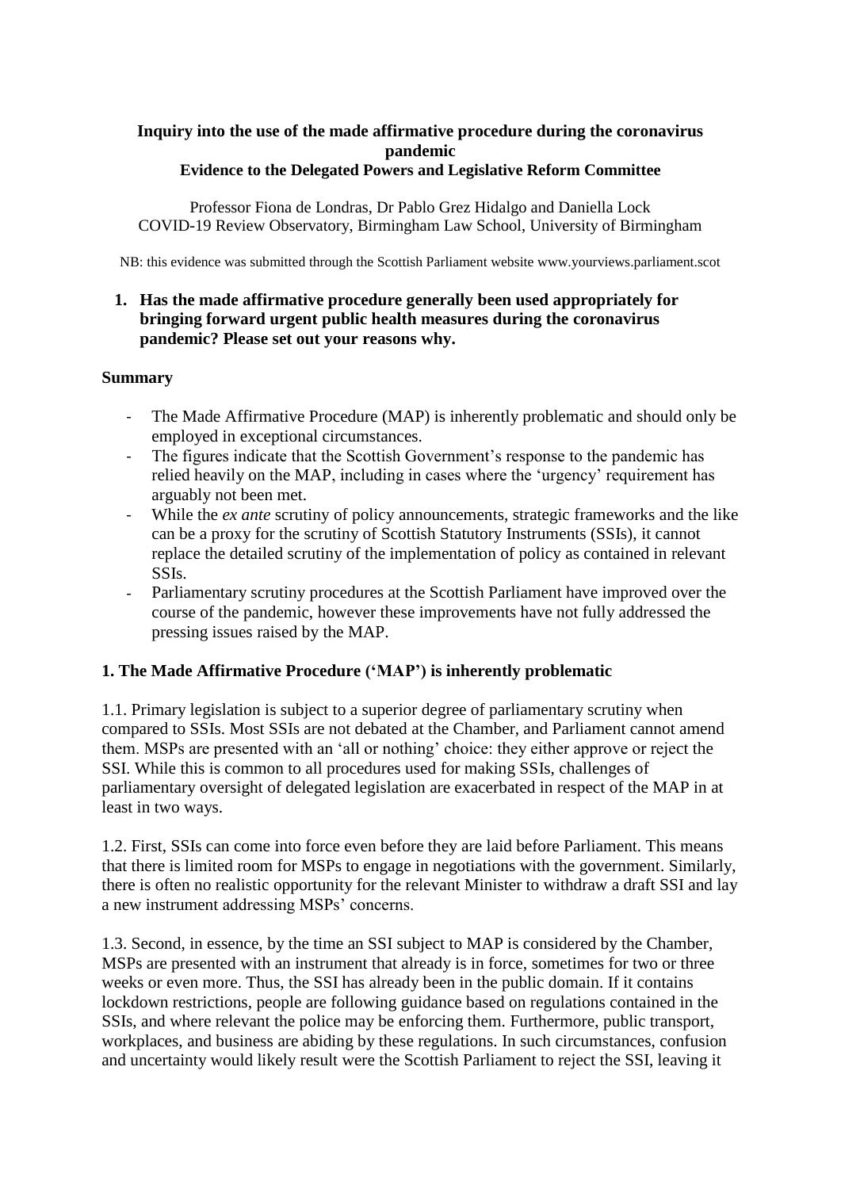**Inquiry into the use of the made affirmative procedure during the coronavirus pandemic**

**Evidence to the Delegated Powers and Legislative Reform Committee**

Professor Fiona de Londras, Dr Pablo Grez Hidalgo and Daniella Lock
COVID-19 Review Observatory, Birmingham Law School, University of Birmingham

NB: this evidence was submitted through the Scottish Parliament website www.yourviews.parliament.scot

1. **Has the made affirmative procedure generally been used appropriately for bringing forward urgent public health measures during the coronavirus pandemic? Please set out your reasons why.**

**Summary**

- The Made Affirmative Procedure (MAP) is inherently problematic and should only be employed in exceptional circumstances.
- The figures indicate that the Scottish Government's response to the pandemic has relied heavily on the MAP, including in cases where the 'urgency' requirement has arguably not been met.
- While the *ex ante* scrutiny of policy announcements, strategic frameworks and the like can be a proxy for the scrutiny of Scottish Statutory Instruments (SSIs), it cannot replace the detailed scrutiny of the implementation of policy as contained in relevant SSIs.
- Parliamentary scrutiny procedures at the Scottish Parliament have improved over the course of the pandemic, however these improvements have not fully addressed the pressing issues raised by the MAP.

**1. The Made Affirmative Procedure ('MAP') is inherently problematic**

1.1. Primary legislation is subject to a superior degree of parliamentary scrutiny when compared to SSIs. Most SSIs are not debated at the Chamber, and Parliament cannot amend them. MSPs are presented with an 'all or nothing' choice: they either approve or reject the SSI. While this is common to all procedures used for making SSIs, challenges of parliamentary oversight of delegated legislation are exacerbated in respect of the MAP in at least in two ways.

1.2. First, SSIs can come into force even before they are laid before Parliament. This means that there is limited room for MSPs to engage in negotiations with the government. Similarly, there is often no realistic opportunity for the relevant Minister to withdraw a draft SSI and lay a new instrument addressing MSPs' concerns.

1.3. Second, in essence, by the time an SSI subject to MAP is considered by the Chamber, MSPs are presented with an instrument that already is in force, sometimes for two or three weeks or even more. Thus, the SSI has already been in the public domain. If it contains lockdown restrictions, people are following guidance based on regulations contained in the SSIs, and where relevant the police may be enforcing them. Furthermore, public transport, workplaces, and business are abiding by these regulations. In such circumstances, confusion and uncertainty would likely result were the Scottish Parliament to reject the SSI, leaving it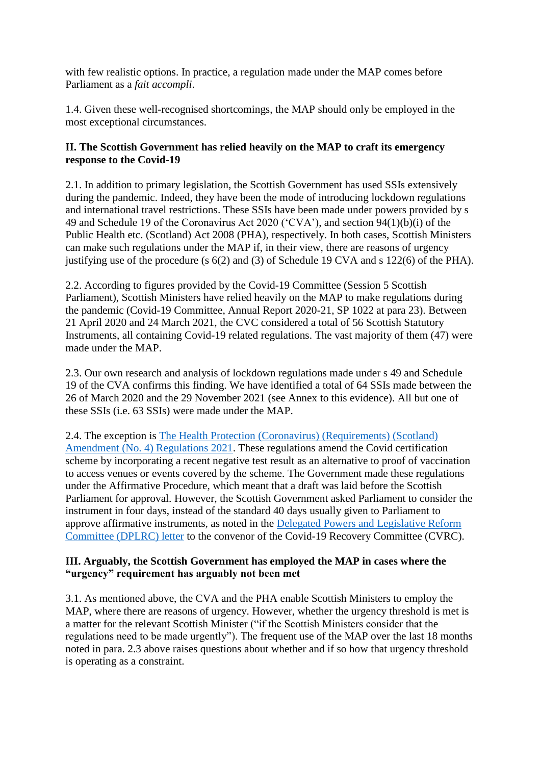with few realistic options. In practice, a regulation made under the MAP comes before Parliament as a *fait accompli*.

1.4. Given these well-recognised shortcomings, the MAP should only be employed in the most exceptional circumstances.

**II. The Scottish Government has relied heavily on the MAP to craft its emergency response to the Covid-19**

2.1. In addition to primary legislation, the Scottish Government has used SSIs extensively during the pandemic. Indeed, they have been the mode of introducing lockdown regulations and international travel restrictions. These SSIs have been made under powers provided by s 49 and Schedule 19 of the Coronavirus Act 2020 ('CVA'), and section 94(1)(b)(i) of the Public Health etc. (Scotland) Act 2008 (PHA), respectively. In both cases, Scottish Ministers can make such regulations under the MAP if, in their view, there are reasons of urgency justifying use of the procedure (s 6(2) and (3) of Schedule 19 CVA and s 122(6) of the PHA).

2.2. According to figures provided by the Covid-19 Committee (Session 5 Scottish Parliament), Scottish Ministers have relied heavily on the MAP to make regulations during the pandemic (Covid-19 Committee, Annual Report 2020-21, SP 1022 at para 23). Between 21 April 2020 and 24 March 2021, the CVC considered a total of 56 Scottish Statutory Instruments, all containing Covid-19 related regulations. The vast majority of them (47) were made under the MAP.

2.3. Our own research and analysis of lockdown regulations made under s 49 and Schedule 19 of the CVA confirms this finding. We have identified a total of 64 SSIs made between the 26 of March 2020 and the 29 November 2021 (see Annex to this evidence). All but one of these SSIs (i.e. 63 SSIs) were made under the MAP.

2.4. The exception is The Health Protection (Coronavirus) (Requirements) (Scotland) Amendment (No. 4) Regulations 2021. These regulations amend the Covid certification scheme by incorporating a recent negative test result as an alternative to proof of vaccination to access venues or events covered by the scheme. The Government made these regulations under the Affirmative Procedure, which meant that a draft was laid before the Scottish Parliament for approval. However, the Scottish Government asked Parliament to consider the instrument in four days, instead of the standard 40 days usually given to Parliament to approve affirmative instruments, as noted in the Delegated Powers and Legislative Reform Committee (DPLRC) letter to the convenor of the Covid-19 Recovery Committee (CVRC).

**III. Arguably, the Scottish Government has employed the MAP in cases where the "urgency" requirement has arguably not been met**

3.1. As mentioned above, the CVA and the PHA enable Scottish Ministers to employ the MAP, where there are reasons of urgency. However, whether the urgency threshold is met is a matter for the relevant Scottish Minister ("if the Scottish Ministers consider that the regulations need to be made urgently"). The frequent use of the MAP over the last 18 months noted in para. 2.3 above raises questions about whether and if so how that urgency threshold is operating as a constraint.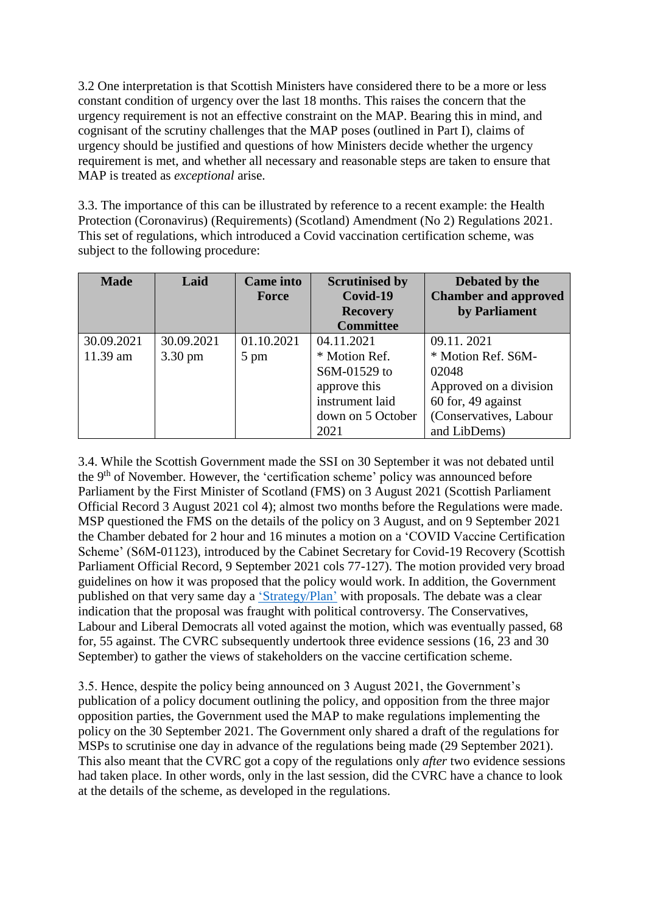3.2 One interpretation is that Scottish Ministers have considered there to be a more or less constant condition of urgency over the last 18 months. This raises the concern that the urgency requirement is not an effective constraint on the MAP. Bearing this in mind, and cognisant of the scrutiny challenges that the MAP poses (outlined in Part I), claims of urgency should be justified and questions of how Ministers decide whether the urgency requirement is met, and whether all necessary and reasonable steps are taken to ensure that MAP is treated as *exceptional* arise.

3.3. The importance of this can be illustrated by reference to a recent example: the Health Protection (Coronavirus) (Requirements) (Scotland) Amendment (No 2) Regulations 2021. This set of regulations, which introduced a Covid vaccination certification scheme, was subject to the following procedure:

| Made | Laid | Came into Force | Scrutinised by Covid-19 Recovery Committee | Debated by the Chamber and approved by Parliament |
|---|---|---|---|---|
| 30.09.2021 11.39 am | 30.09.2021 3.30 pm | 01.10.2021 5 pm | 04.11.2021 * Motion Ref. S6M-01529 to approve this instrument laid down on 5 October 2021 | 09.11. 2021 * Motion Ref. S6M-02048 Approved on a division 60 for, 49 against (Conservatives, Labour and LibDems) |

3.4. While the Scottish Government made the SSI on 30 September it was not debated until the 9th of November. However, the 'certification scheme' policy was announced before Parliament by the First Minister of Scotland (FMS) on 3 August 2021 (Scottish Parliament Official Record 3 August 2021 col 4); almost two months before the Regulations were made. MSP questioned the FMS on the details of the policy on 3 August, and on 9 September 2021 the Chamber debated for 2 hour and 16 minutes a motion on a 'COVID Vaccine Certification Scheme' (S6M-01123), introduced by the Cabinet Secretary for Covid-19 Recovery (Scottish Parliament Official Record, 9 September 2021 cols 77-127). The motion provided very broad guidelines on how it was proposed that the policy would work. In addition, the Government published on that very same day a 'Strategy/Plan' with proposals. The debate was a clear indication that the proposal was fraught with political controversy. The Conservatives, Labour and Liberal Democrats all voted against the motion, which was eventually passed, 68 for, 55 against. The CVRC subsequently undertook three evidence sessions (16, 23 and 30 September) to gather the views of stakeholders on the vaccine certification scheme.

3.5. Hence, despite the policy being announced on 3 August 2021, the Government's publication of a policy document outlining the policy, and opposition from the three major opposition parties, the Government used the MAP to make regulations implementing the policy on the 30 September 2021. The Government only shared a draft of the regulations for MSPs to scrutinise one day in advance of the regulations being made (29 September 2021). This also meant that the CVRC got a copy of the regulations only *after* two evidence sessions had taken place. In other words, only in the last session, did the CVRC have a chance to look at the details of the scheme, as developed in the regulations.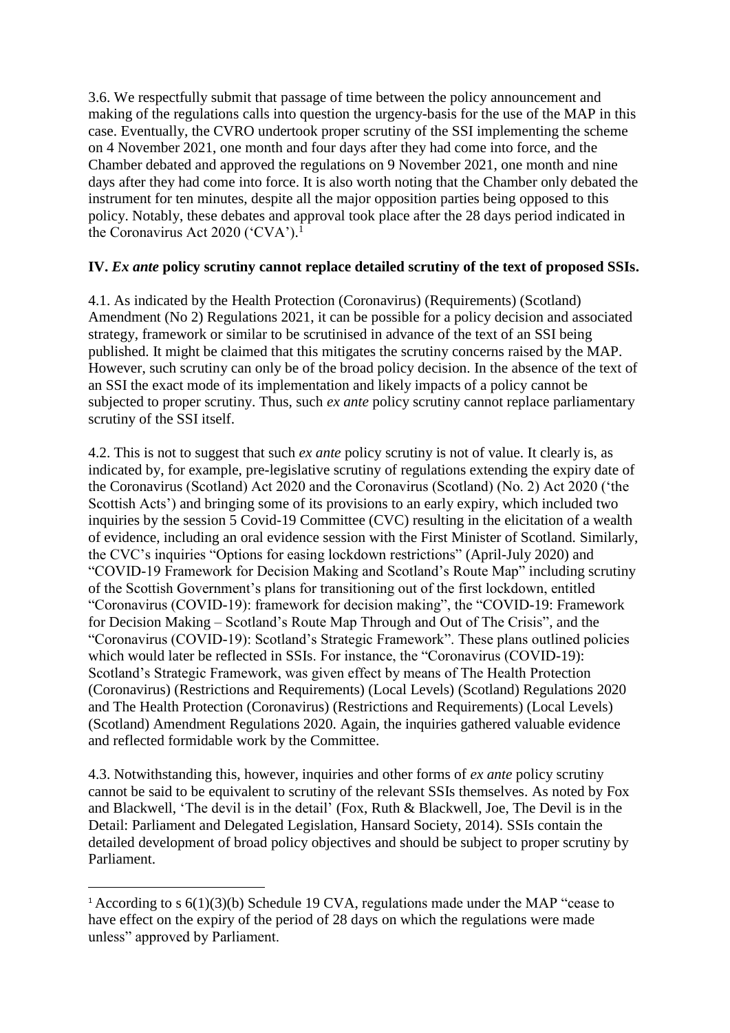3.6. We respectfully submit that passage of time between the policy announcement and making of the regulations calls into question the urgency-basis for the use of the MAP in this case. Eventually, the CVRO undertook proper scrutiny of the SSI implementing the scheme on 4 November 2021, one month and four days after they had come into force, and the Chamber debated and approved the regulations on 9 November 2021, one month and nine days after they had come into force. It is also worth noting that the Chamber only debated the instrument for ten minutes, despite all the major opposition parties being opposed to this policy. Notably, these debates and approval took place after the 28 days period indicated in the Coronavirus Act 2020 ('CVA').[1]

## IV. *Ex ante* policy scrutiny cannot replace detailed scrutiny of the text of proposed SSIs.

4.1. As indicated by the Health Protection (Coronavirus) (Requirements) (Scotland) Amendment (No 2) Regulations 2021, it can be possible for a policy decision and associated strategy, framework or similar to be scrutinised in advance of the text of an SSI being published. It might be claimed that this mitigates the scrutiny concerns raised by the MAP. However, such scrutiny can only be of the broad policy decision. In the absence of the text of an SSI the exact mode of its implementation and likely impacts of a policy cannot be subjected to proper scrutiny. Thus, such *ex ante* policy scrutiny cannot replace parliamentary scrutiny of the SSI itself.

4.2. This is not to suggest that such *ex ante* policy scrutiny is not of value. It clearly is, as indicated by, for example, pre-legislative scrutiny of regulations extending the expiry date of the Coronavirus (Scotland) Act 2020 and the Coronavirus (Scotland) (No. 2) Act 2020 ('the Scottish Acts') and bringing some of its provisions to an early expiry, which included two inquiries by the session 5 Covid-19 Committee (CVC) resulting in the elicitation of a wealth of evidence, including an oral evidence session with the First Minister of Scotland. Similarly, the CVC's inquiries "Options for easing lockdown restrictions" (April-July 2020) and "COVID-19 Framework for Decision Making and Scotland's Route Map" including scrutiny of the Scottish Government's plans for transitioning out of the first lockdown, entitled "Coronavirus (COVID-19): framework for decision making", the "COVID-19: Framework for Decision Making – Scotland's Route Map Through and Out of The Crisis", and the "Coronavirus (COVID-19): Scotland's Strategic Framework". These plans outlined policies which would later be reflected in SSIs. For instance, the "Coronavirus (COVID-19): Scotland's Strategic Framework, was given effect by means of The Health Protection (Coronavirus) (Restrictions and Requirements) (Local Levels) (Scotland) Regulations 2020 and The Health Protection (Coronavirus) (Restrictions and Requirements) (Local Levels) (Scotland) Amendment Regulations 2020. Again, the inquiries gathered valuable evidence and reflected formidable work by the Committee.

4.3. Notwithstanding this, however, inquiries and other forms of *ex ante* policy scrutiny cannot be said to be equivalent to scrutiny of the relevant SSIs themselves. As noted by Fox and Blackwell, 'The devil is in the detail' (Fox, Ruth & Blackwell, Joe, The Devil is in the Detail: Parliament and Delegated Legislation, Hansard Society, 2014). SSIs contain the detailed development of broad policy objectives and should be subject to proper scrutiny by Parliament.

---

[1] According to s 6(1)(3)(b) Schedule 19 CVA, regulations made under the MAP "cease to have effect on the expiry of the period of 28 days on which the regulations were made unless" approved by Parliament.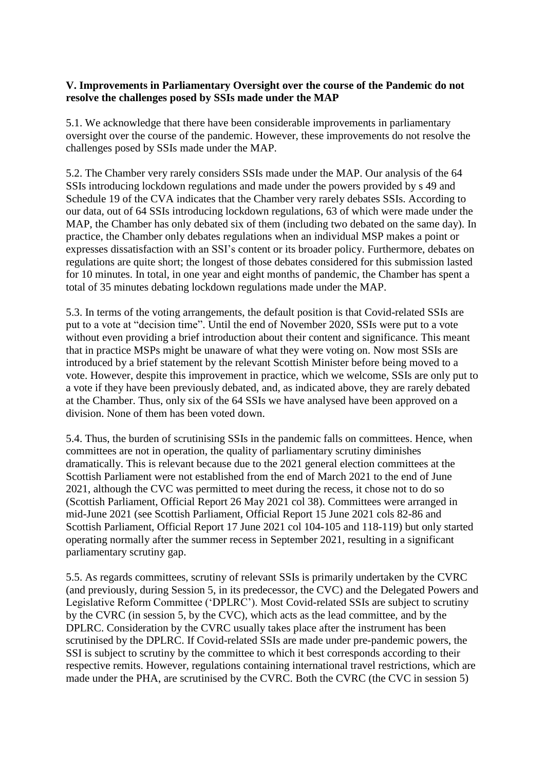**V. Improvements in Parliamentary Oversight over the course of the Pandemic do not resolve the challenges posed by SSIs made under the MAP**

5.1. We acknowledge that there have been considerable improvements in parliamentary oversight over the course of the pandemic. However, these improvements do not resolve the challenges posed by SSIs made under the MAP.

5.2. The Chamber very rarely considers SSIs made under the MAP. Our analysis of the 64 SSIs introducing lockdown regulations and made under the powers provided by s 49 and Schedule 19 of the CVA indicates that the Chamber very rarely debates SSIs. According to our data, out of 64 SSIs introducing lockdown regulations, 63 of which were made under the MAP, the Chamber has only debated six of them (including two debated on the same day). In practice, the Chamber only debates regulations when an individual MSP makes a point or expresses dissatisfaction with an SSI's content or its broader policy. Furthermore, debates on regulations are quite short; the longest of those debates considered for this submission lasted for 10 minutes. In total, in one year and eight months of pandemic, the Chamber has spent a total of 35 minutes debating lockdown regulations made under the MAP.

5.3. In terms of the voting arrangements, the default position is that Covid-related SSIs are put to a vote at "decision time". Until the end of November 2020, SSIs were put to a vote without even providing a brief introduction about their content and significance. This meant that in practice MSPs might be unaware of what they were voting on. Now most SSIs are introduced by a brief statement by the relevant Scottish Minister before being moved to a vote. However, despite this improvement in practice, which we welcome, SSIs are only put to a vote if they have been previously debated, and, as indicated above, they are rarely debated at the Chamber. Thus, only six of the 64 SSIs we have analysed have been approved on a division. None of them has been voted down.

5.4. Thus, the burden of scrutinising SSIs in the pandemic falls on committees. Hence, when committees are not in operation, the quality of parliamentary scrutiny diminishes dramatically. This is relevant because due to the 2021 general election committees at the Scottish Parliament were not established from the end of March 2021 to the end of June 2021, although the CVC was permitted to meet during the recess, it chose not to do so (Scottish Parliament, Official Report 26 May 2021 col 38). Committees were arranged in mid-June 2021 (see Scottish Parliament, Official Report 15 June 2021 cols 82-86 and Scottish Parliament, Official Report 17 June 2021 col 104-105 and 118-119) but only started operating normally after the summer recess in September 2021, resulting in a significant parliamentary scrutiny gap.

5.5. As regards committees, scrutiny of relevant SSIs is primarily undertaken by the CVRC (and previously, during Session 5, in its predecessor, the CVC) and the Delegated Powers and Legislative Reform Committee ('DPLRC'). Most Covid-related SSIs are subject to scrutiny by the CVRC (in session 5, by the CVC), which acts as the lead committee, and by the DPLRC. Consideration by the CVRC usually takes place after the instrument has been scrutinised by the DPLRC. If Covid-related SSIs are made under pre-pandemic powers, the SSI is subject to scrutiny by the committee to which it best corresponds according to their respective remits. However, regulations containing international travel restrictions, which are made under the PHA, are scrutinised by the CVRC. Both the CVRC (the CVC in session 5)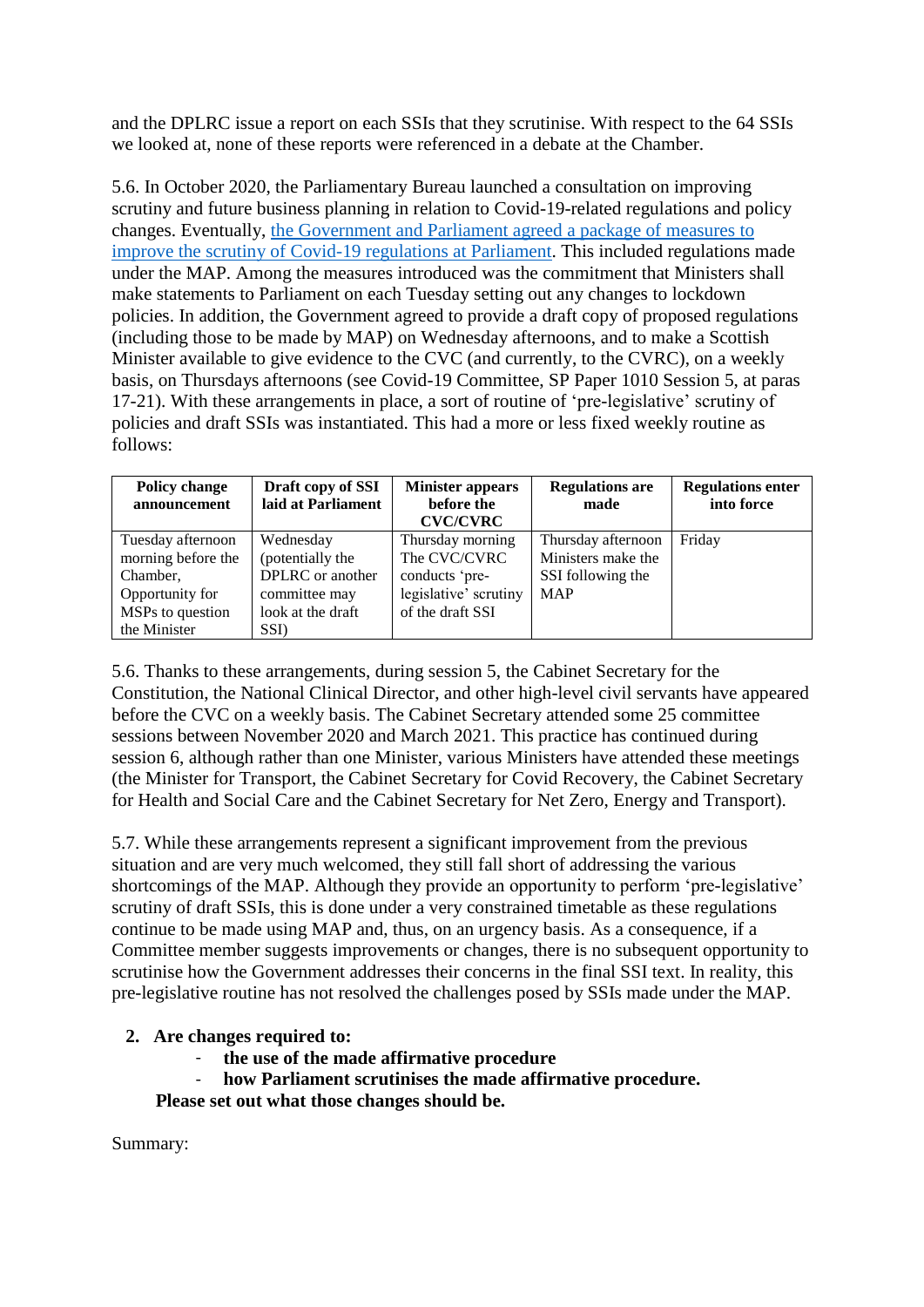and the DPLRC issue a report on each SSIs that they scrutinise. With respect to the 64 SSIs we looked at, none of these reports were referenced in a debate at the Chamber.

5.6. In October 2020, the Parliamentary Bureau launched a consultation on improving scrutiny and future business planning in relation to Covid-19-related regulations and policy changes. Eventually, [the Government and Parliament agreed a package of measures to improve the scrutiny of Covid-19 regulations at Parliament](#). This included regulations made under the MAP. Among the measures introduced was the commitment that Ministers shall make statements to Parliament on each Tuesday setting out any changes to lockdown policies. In addition, the Government agreed to provide a draft copy of proposed regulations (including those to be made by MAP) on Wednesday afternoons, and to make a Scottish Minister available to give evidence to the CVC (and currently, to the CVRC), on a weekly basis, on Thursdays afternoons (see Covid-19 Committee, SP Paper 1010 Session 5, at paras 17-21). With these arrangements in place, a sort of routine of 'pre-legislative' scrutiny of policies and draft SSIs was instantiated. This had a more or less fixed weekly routine as follows:

| Policy change announcement | Draft copy of SSI laid at Parliament | Minister appears before the CVC/CVRC | Regulations are made | Regulations enter into force |
|---|---|---|---|---|
| Tuesday afternoon morning before the Chamber, Opportunity for MSPs to question the Minister | Wednesday (potentially the DPLRC or another committee may look at the draft SSI) | Thursday morning The CVC/CVRC conducts 'pre-legislative' scrutiny of the draft SSI | Thursday afternoon Ministers make the SSI following the MAP | Friday |

5.6. Thanks to these arrangements, during session 5, the Cabinet Secretary for the Constitution, the National Clinical Director, and other high-level civil servants have appeared before the CVC on a weekly basis. The Cabinet Secretary attended some 25 committee sessions between November 2020 and March 2021. This practice has continued during session 6, although rather than one Minister, various Ministers have attended these meetings (the Minister for Transport, the Cabinet Secretary for Covid Recovery, the Cabinet Secretary for Health and Social Care and the Cabinet Secretary for Net Zero, Energy and Transport).

5.7. While these arrangements represent a significant improvement from the previous situation and are very much welcomed, they still fall short of addressing the various shortcomings of the MAP. Although they provide an opportunity to perform 'pre-legislative' scrutiny of draft SSIs, this is done under a very constrained timetable as these regulations continue to be made using MAP and, thus, on an urgency basis. As a consequence, if a Committee member suggests improvements or changes, there is no subsequent opportunity to scrutinise how the Government addresses their concerns in the final SSI text. In reality, this pre-legislative routine has not resolved the challenges posed by SSIs made under the MAP.

2. **Are changes required to:**
    - **the use of the made affirmative procedure**
    - **how Parliament scrutinises the made affirmative procedure.**

   **Please set out what those changes should be.**

Summary: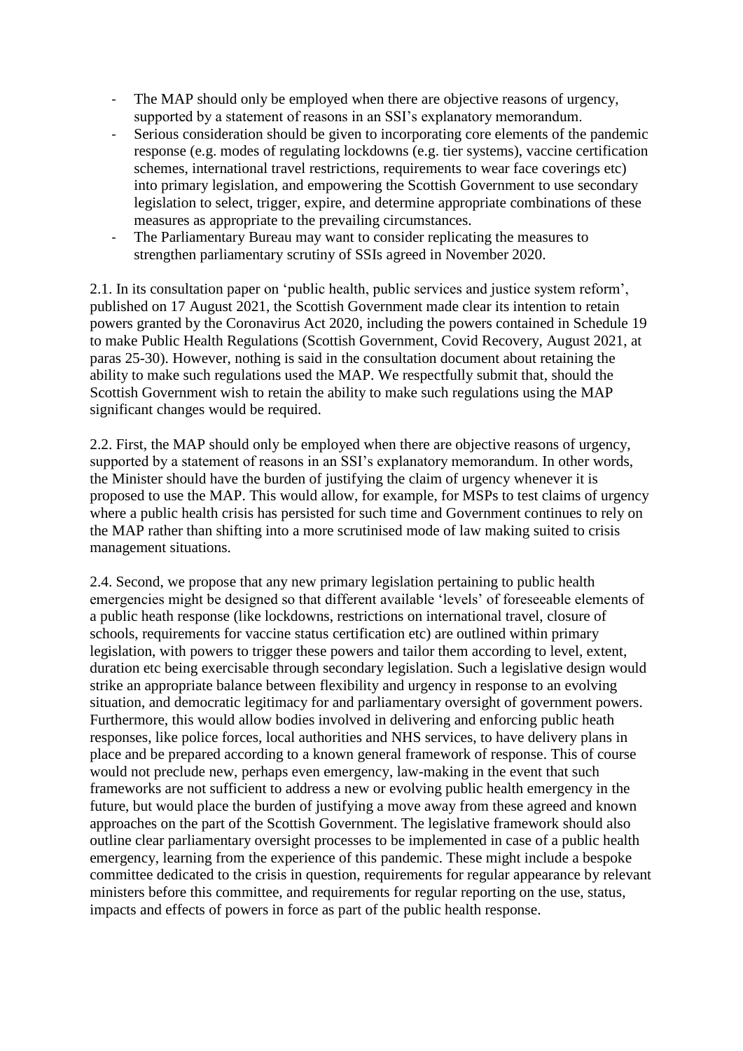- The MAP should only be employed when there are objective reasons of urgency, supported by a statement of reasons in an SSI's explanatory memorandum.
- Serious consideration should be given to incorporating core elements of the pandemic response (e.g. modes of regulating lockdowns (e.g. tier systems), vaccine certification schemes, international travel restrictions, requirements to wear face coverings etc) into primary legislation, and empowering the Scottish Government to use secondary legislation to select, trigger, expire, and determine appropriate combinations of these measures as appropriate to the prevailing circumstances.
- The Parliamentary Bureau may want to consider replicating the measures to strengthen parliamentary scrutiny of SSIs agreed in November 2020.

2.1. In its consultation paper on 'public health, public services and justice system reform', published on 17 August 2021, the Scottish Government made clear its intention to retain powers granted by the Coronavirus Act 2020, including the powers contained in Schedule 19 to make Public Health Regulations (Scottish Government, Covid Recovery, August 2021, at paras 25-30). However, nothing is said in the consultation document about retaining the ability to make such regulations used the MAP. We respectfully submit that, should the Scottish Government wish to retain the ability to make such regulations using the MAP significant changes would be required.

2.2. First, the MAP should only be employed when there are objective reasons of urgency, supported by a statement of reasons in an SSI's explanatory memorandum. In other words, the Minister should have the burden of justifying the claim of urgency whenever it is proposed to use the MAP. This would allow, for example, for MSPs to test claims of urgency where a public health crisis has persisted for such time and Government continues to rely on the MAP rather than shifting into a more scrutinised mode of law making suited to crisis management situations.

2.4. Second, we propose that any new primary legislation pertaining to public health emergencies might be designed so that different available 'levels' of foreseeable elements of a public heath response (like lockdowns, restrictions on international travel, closure of schools, requirements for vaccine status certification etc) are outlined within primary legislation, with powers to trigger these powers and tailor them according to level, extent, duration etc being exercisable through secondary legislation. Such a legislative design would strike an appropriate balance between flexibility and urgency in response to an evolving situation, and democratic legitimacy for and parliamentary oversight of government powers. Furthermore, this would allow bodies involved in delivering and enforcing public heath responses, like police forces, local authorities and NHS services, to have delivery plans in place and be prepared according to a known general framework of response. This of course would not preclude new, perhaps even emergency, law-making in the event that such frameworks are not sufficient to address a new or evolving public health emergency in the future, but would place the burden of justifying a move away from these agreed and known approaches on the part of the Scottish Government. The legislative framework should also outline clear parliamentary oversight processes to be implemented in case of a public health emergency, learning from the experience of this pandemic. These might include a bespoke committee dedicated to the crisis in question, requirements for regular appearance by relevant ministers before this committee, and requirements for regular reporting on the use, status, impacts and effects of powers in force as part of the public health response.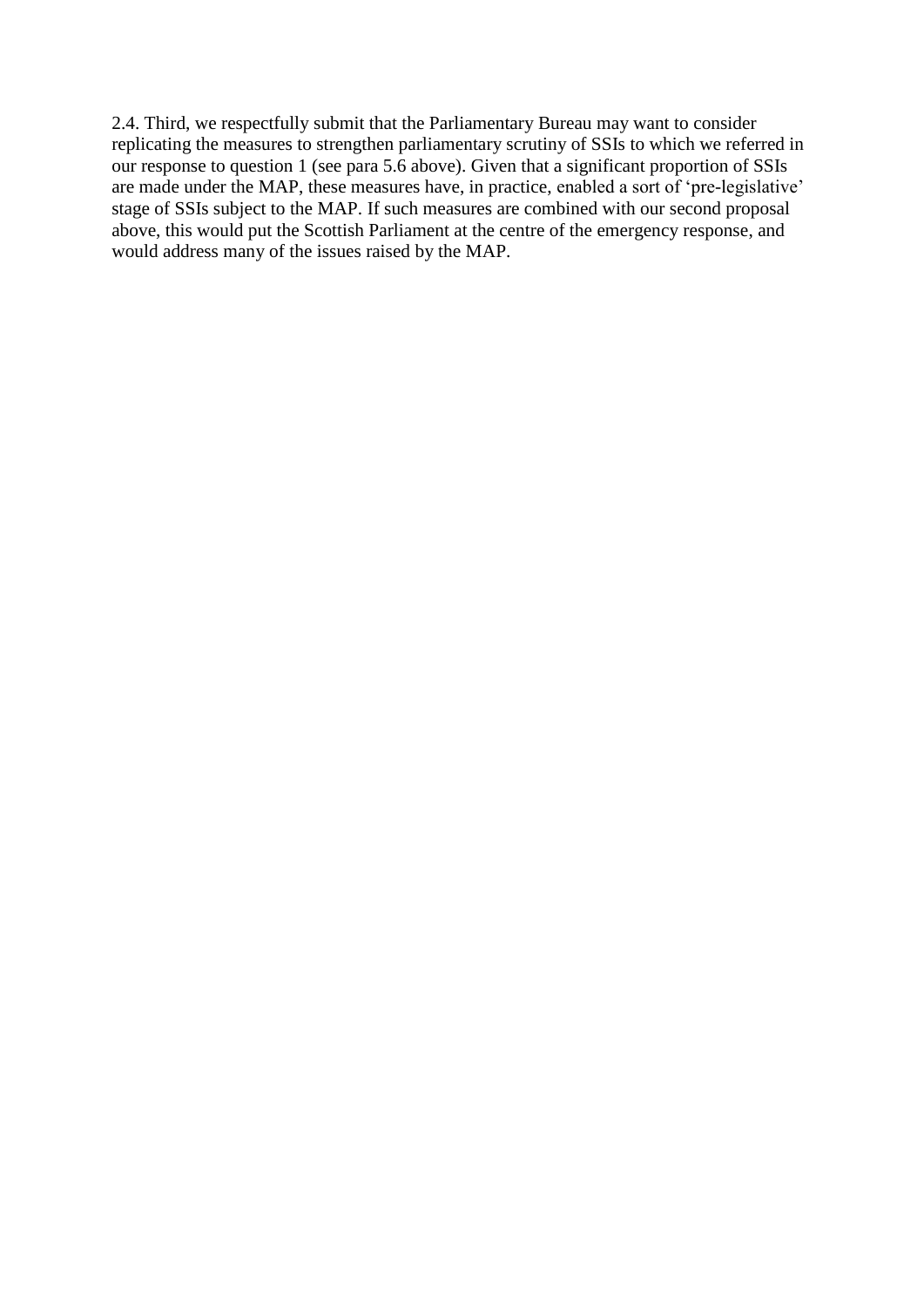2.4. Third, we respectfully submit that the Parliamentary Bureau may want to consider replicating the measures to strengthen parliamentary scrutiny of SSIs to which we referred in our response to question 1 (see para 5.6 above). Given that a significant proportion of SSIs are made under the MAP, these measures have, in practice, enabled a sort of 'pre-legislative' stage of SSIs subject to the MAP. If such measures are combined with our second proposal above, this would put the Scottish Parliament at the centre of the emergency response, and would address many of the issues raised by the MAP.